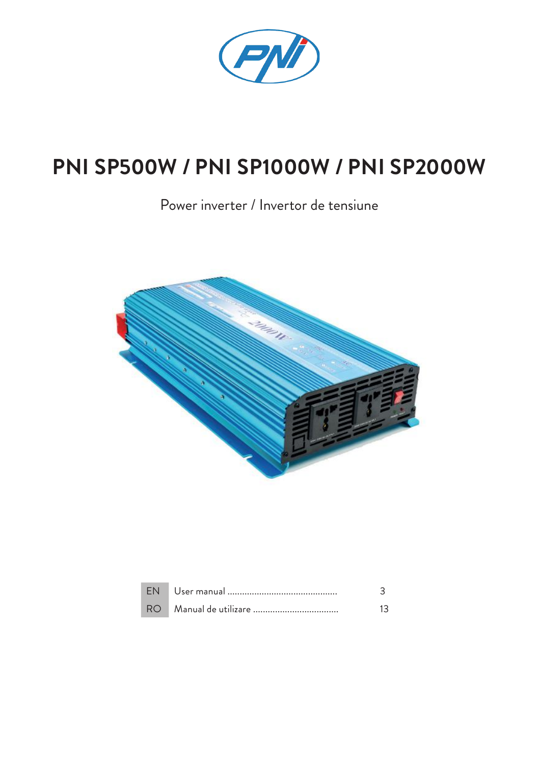# PNI SP500W / PNI SP1000W / PNI SP2000W

Power inverter / Invertor de tensiune

| | | |
|---|---|---|
| EN | User manual ............................................. | 3 |
| RO | Manual de utilizare .................................. | 13 |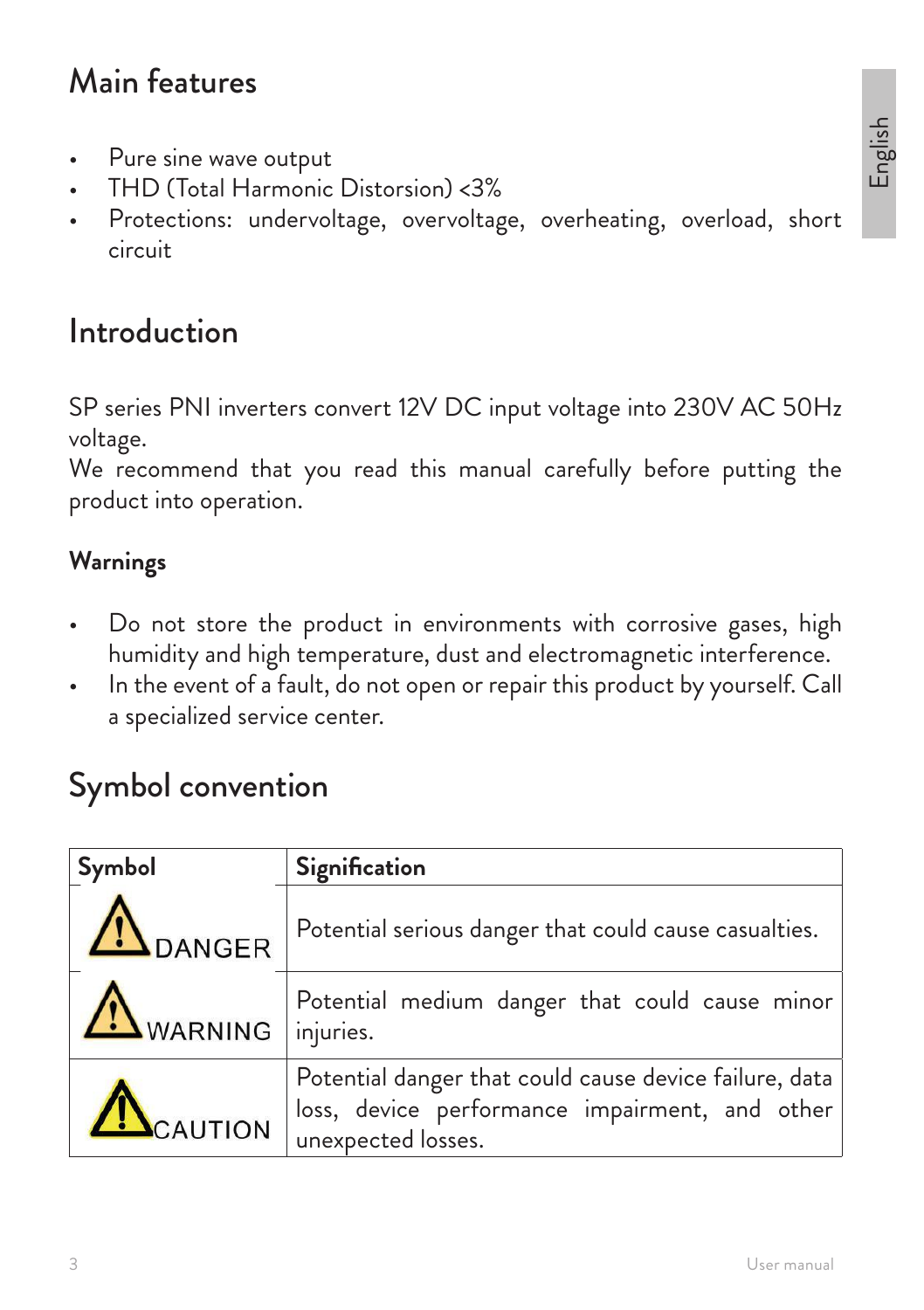# Main features

- Pure sine wave output
- THD (Total Harmonic Distorsion) <3%
- Protections: undervoltage, overvoltage, overheating, overload, short circuit

# Introduction

SP series PNI inverters convert 12V DC input voltage into 230V AC 50Hz voltage.
We recommend that you read this manual carefully before putting the product into operation.

### Warnings

- Do not store the product in environments with corrosive gases, high humidity and high temperature, dust and electromagnetic interference.
- In the event of a fault, do not open or repair this product by yourself. Call a specialized service center.

# Symbol convention

| Symbol | Signification |
| --- | --- |
| DANGER | Potential serious danger that could cause casualties. |
| WARNING | Potential medium danger that could cause minor injuries. |
| CAUTION | Potential danger that could cause device failure, data loss, device performance impairment, and other unexpected losses. |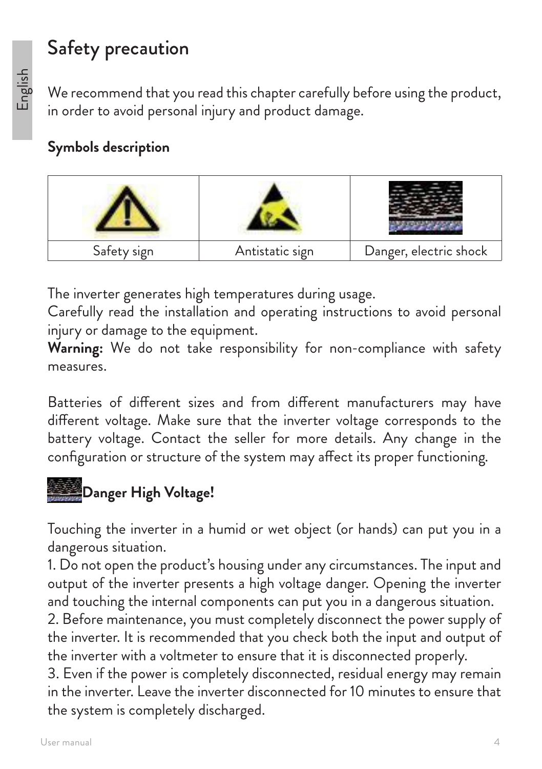# Safety precaution

We recommend that you read this chapter carefully before using the product, in order to avoid personal injury and product damage.

**Symbols description**

| | | |
|---|---|---|
| Safety sign | Antistatic sign | Danger, electric shock |

The inverter generates high temperatures during usage.
Carefully read the installation and operating instructions to avoid personal injury or damage to the equipment.
**Warning:** We do not take responsibility for non-compliance with safety measures.

Batteries of different sizes and from different manufacturers may have different voltage. Make sure that the inverter voltage corresponds to the battery voltage. Contact the seller for more details. Any change in the configuration or structure of the system may affect its proper functioning.

**Danger High Voltage!**

Touching the inverter in a humid or wet object (or hands) can put you in a dangerous situation.

1. Do not open the product's housing under any circumstances. The input and output of the inverter presents a high voltage danger. Opening the inverter and touching the internal components can put you in a dangerous situation.
2. Before maintenance, you must completely disconnect the power supply of the inverter. It is recommended that you check both the input and output of the inverter with a voltmeter to ensure that it is disconnected properly.
3. Even if the power is completely disconnected, residual energy may remain in the inverter. Leave the inverter disconnected for 10 minutes to ensure that the system is completely discharged.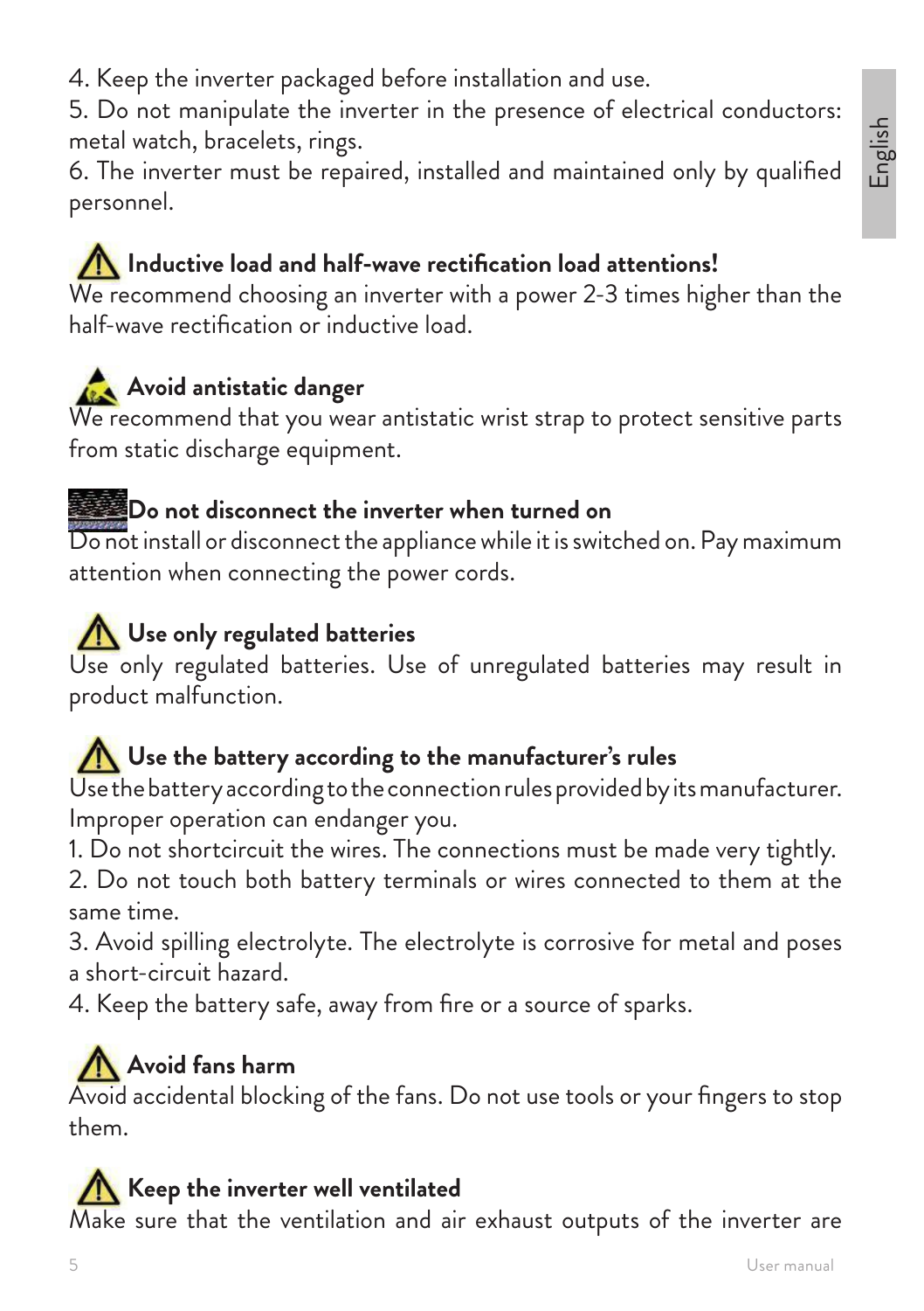4. Keep the inverter packaged before installation and use.
5. Do not manipulate the inverter in the presence of electrical conductors: metal watch, bracelets, rings.
6. The inverter must be repaired, installed and maintained only by qualified personnel.

### Inductive load and half-wave rectification load attentions!

We recommend choosing an inverter with a power 2-3 times higher than the half-wave rectification or inductive load.

### Avoid antistatic danger

We recommend that you wear antistatic wrist strap to protect sensitive parts from static discharge equipment.

### Do not disconnect the inverter when turned on

Do not install or disconnect the appliance while it is switched on. Pay maximum attention when connecting the power cords.

### Use only regulated batteries

Use only regulated batteries. Use of unregulated batteries may result in product malfunction.

### Use the battery according to the manufacturer's rules

Use the battery according to the connection rules provided by its manufacturer. Improper operation can endanger you.

1. Do not shortcircuit the wires. The connections must be made very tightly.
2. Do not touch both battery terminals or wires connected to them at the same time.
3. Avoid spilling electrolyte. The electrolyte is corrosive for metal and poses a short-circuit hazard.
4. Keep the battery safe, away from fire or a source of sparks.

### Avoid fans harm

Avoid accidental blocking of the fans. Do not use tools or your fingers to stop them.

### Keep the inverter well ventilated

Make sure that the ventilation and air exhaust outputs of the inverter are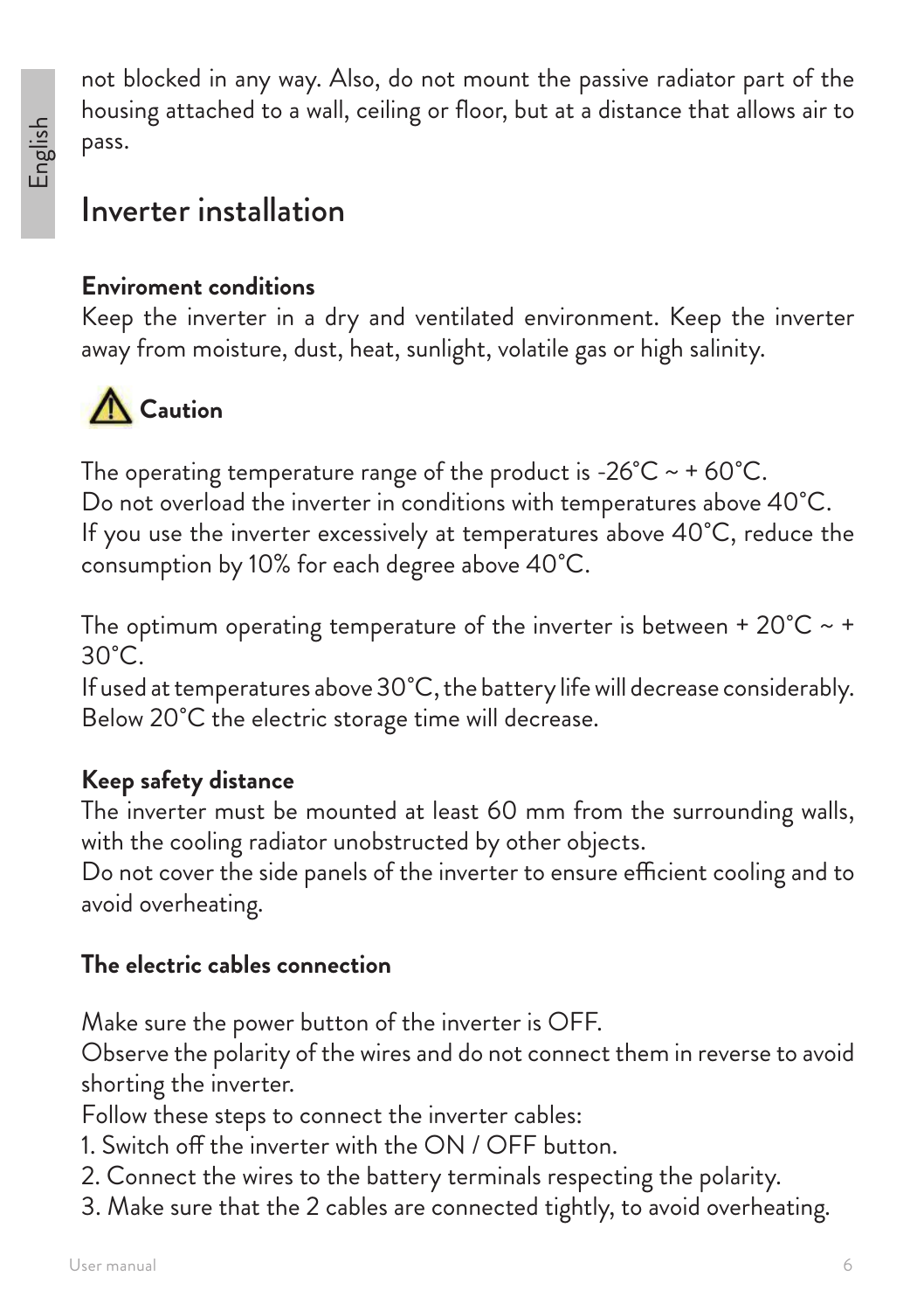not blocked in any way. Also, do not mount the passive radiator part of the housing attached to a wall, ceiling or floor, but at a distance that allows air to pass.

## Inverter installation

**Enviroment conditions**

Keep the inverter in a dry and ventilated environment. Keep the inverter away from moisture, dust, heat, sunlight, volatile gas or high salinity.

⚠ **Caution**

The operating temperature range of the product is -26°C ~ + 60°C.
Do not overload the inverter in conditions with temperatures above 40°C.
If you use the inverter excessively at temperatures above 40°C, reduce the consumption by 10% for each degree above 40°C.

The optimum operating temperature of the inverter is between + 20°C ~ + 30°C.
If used at temperatures above 30°C, the battery life will decrease considerably.
Below 20°C the electric storage time will decrease.

**Keep safety distance**

The inverter must be mounted at least 60 mm from the surrounding walls, with the cooling radiator unobstructed by other objects.
Do not cover the side panels of the inverter to ensure efficient cooling and to avoid overheating.

**The electric cables connection**

Make sure the power button of the inverter is OFF.
Observe the polarity of the wires and do not connect them in reverse to avoid shorting the inverter.
Follow these steps to connect the inverter cables:

1. Switch off the inverter with the ON / OFF button.
2. Connect the wires to the battery terminals respecting the polarity.
3. Make sure that the 2 cables are connected tightly, to avoid overheating.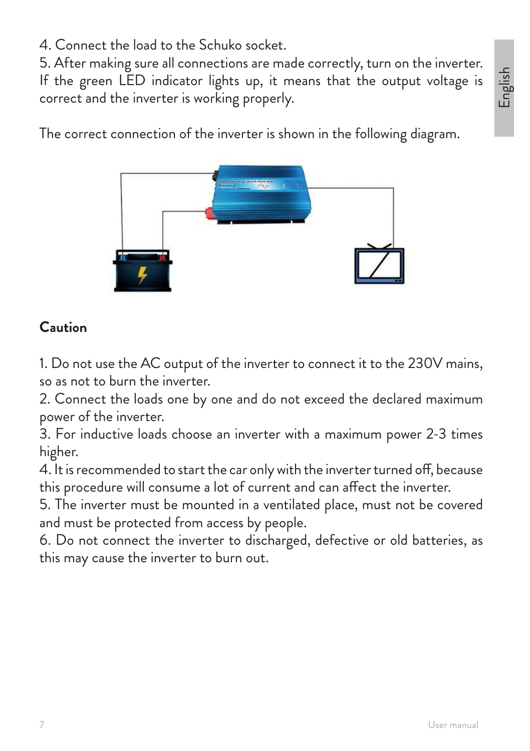4. Connect the load to the Schuko socket.
5. After making sure all connections are made correctly, turn on the inverter. If the green LED indicator lights up, it means that the output voltage is correct and the inverter is working properly.

The correct connection of the inverter is shown in the following diagram.

**Caution**

1. Do not use the AC output of the inverter to connect it to the 230V mains, so as not to burn the inverter.
2. Connect the loads one by one and do not exceed the declared maximum power of the inverter.
3. For inductive loads choose an inverter with a maximum power 2-3 times higher.
4. It is recommended to start the car only with the inverter turned off, because this procedure will consume a lot of current and can affect the inverter.
5. The inverter must be mounted in a ventilated place, must not be covered and must be protected from access by people.
6. Do not connect the inverter to discharged, defective or old batteries, as this may cause the inverter to burn out.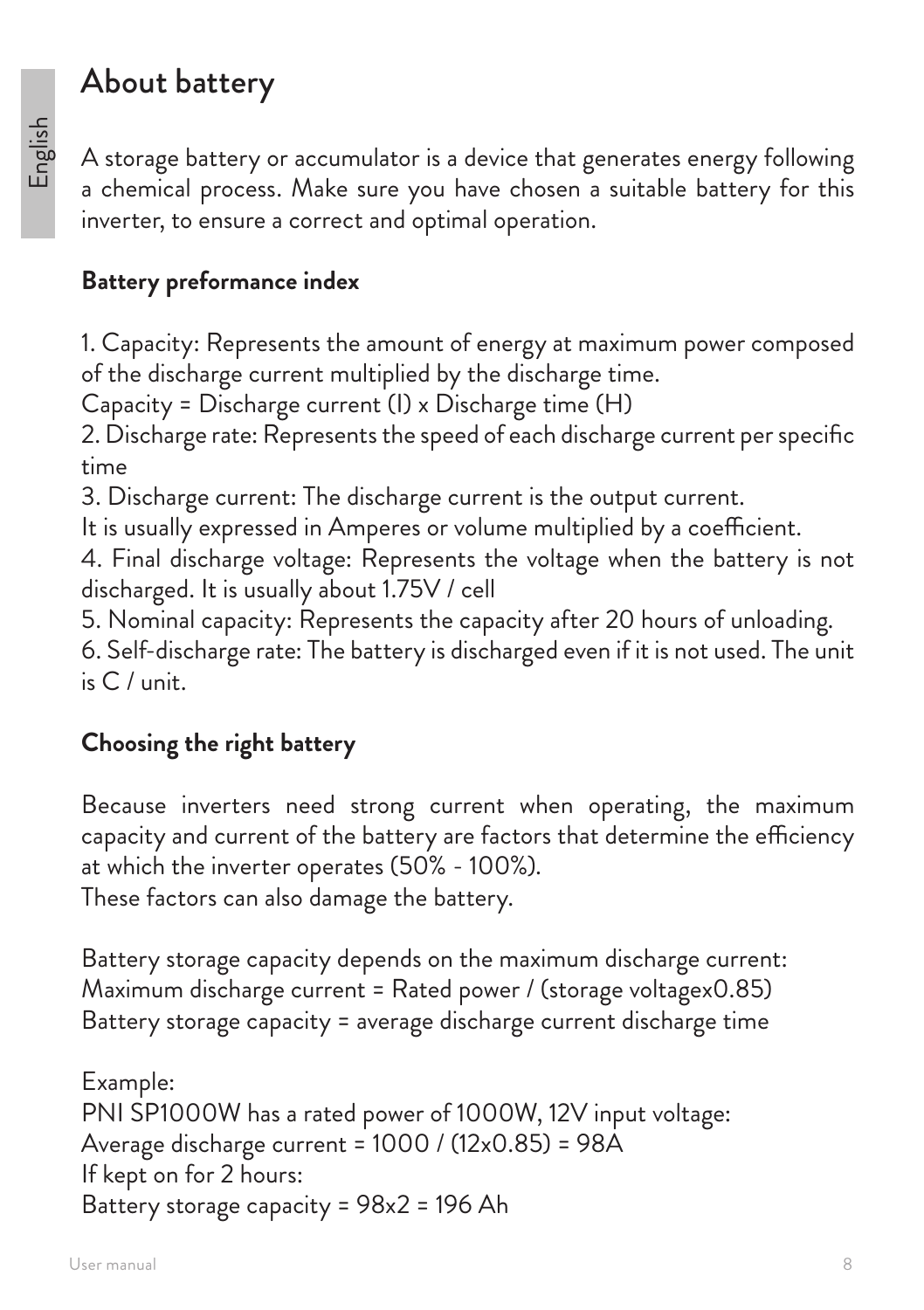# About battery

A storage battery or accumulator is a device that generates energy following a chemical process. Make sure you have chosen a suitable battery for this inverter, to ensure a correct and optimal operation.

**Battery preformance index**

1. Capacity: Represents the amount of energy at maximum power composed of the discharge current multiplied by the discharge time.
Capacity = Discharge current (I) x Discharge time (H)
2. Discharge rate: Represents the speed of each discharge current per specific time
3. Discharge current: The discharge current is the output current.
It is usually expressed in Amperes or volume multiplied by a coefficient.
4. Final discharge voltage: Represents the voltage when the battery is not discharged. It is usually about 1.75V / cell
5. Nominal capacity: Represents the capacity after 20 hours of unloading.
6. Self-discharge rate: The battery is discharged even if it is not used. The unit is C / unit.

**Choosing the right battery**

Because inverters need strong current when operating, the maximum capacity and current of the battery are factors that determine the efficiency at which the inverter operates (50% - 100%).
These factors can also damage the battery.

Battery storage capacity depends on the maximum discharge current:
Maximum discharge current = Rated power / (storage voltagex0.85)
Battery storage capacity = average discharge current discharge time

Example:
PNI SP1000W has a rated power of 1000W, 12V input voltage:
Average discharge current = 1000 / (12x0.85) = 98A
If kept on for 2 hours:
Battery storage capacity = 98x2 = 196 Ah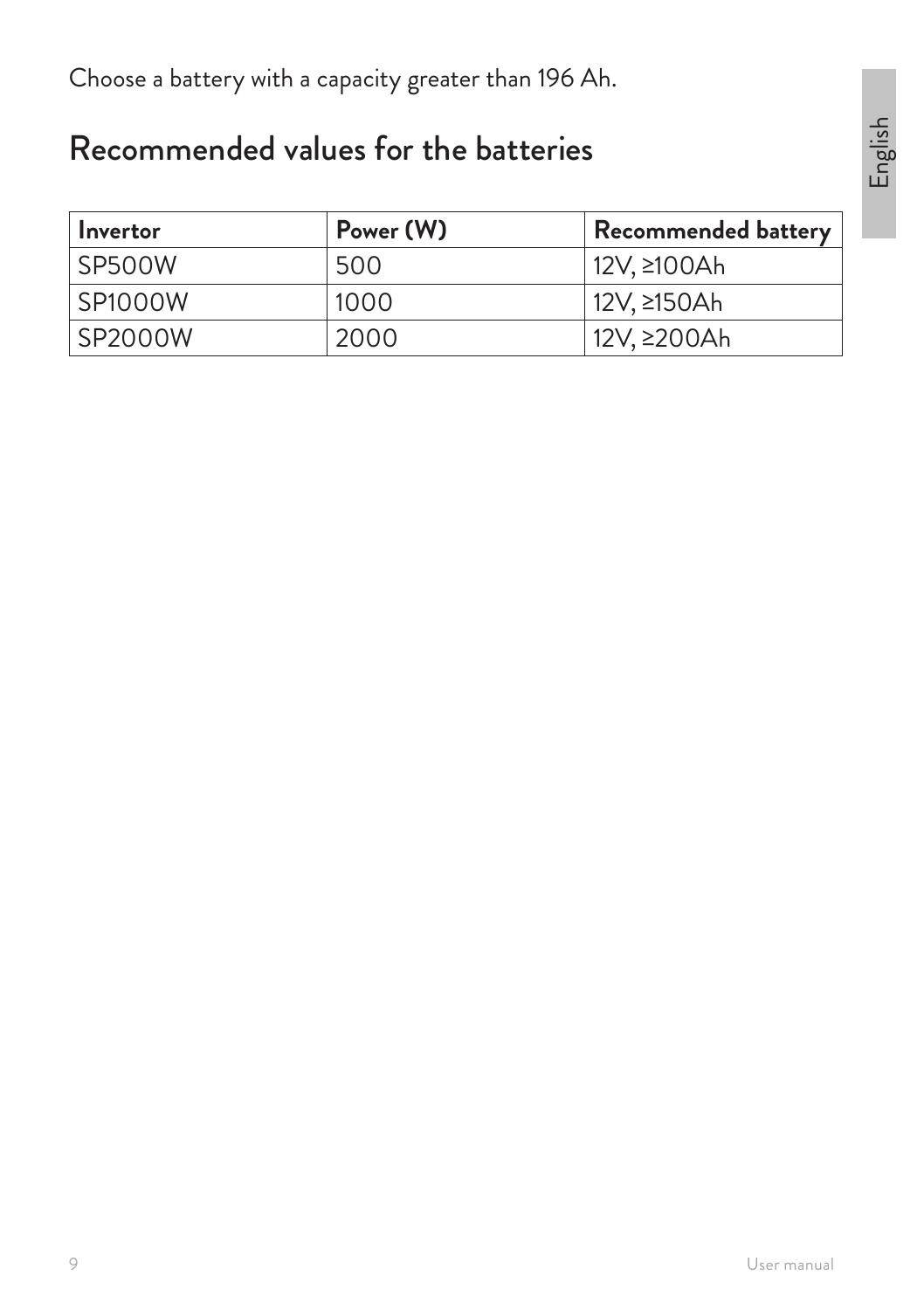Choose a battery with a capacity greater than 196 Ah.

## Recommended values for the batteries

| Invertor | Power (W) | Recommended battery |
| --- | --- | --- |
| SP500W | 500 | 12V, ≥100Ah |
| SP1000W | 1000 | 12V, ≥150Ah |
| SP2000W | 2000 | 12V, ≥200Ah |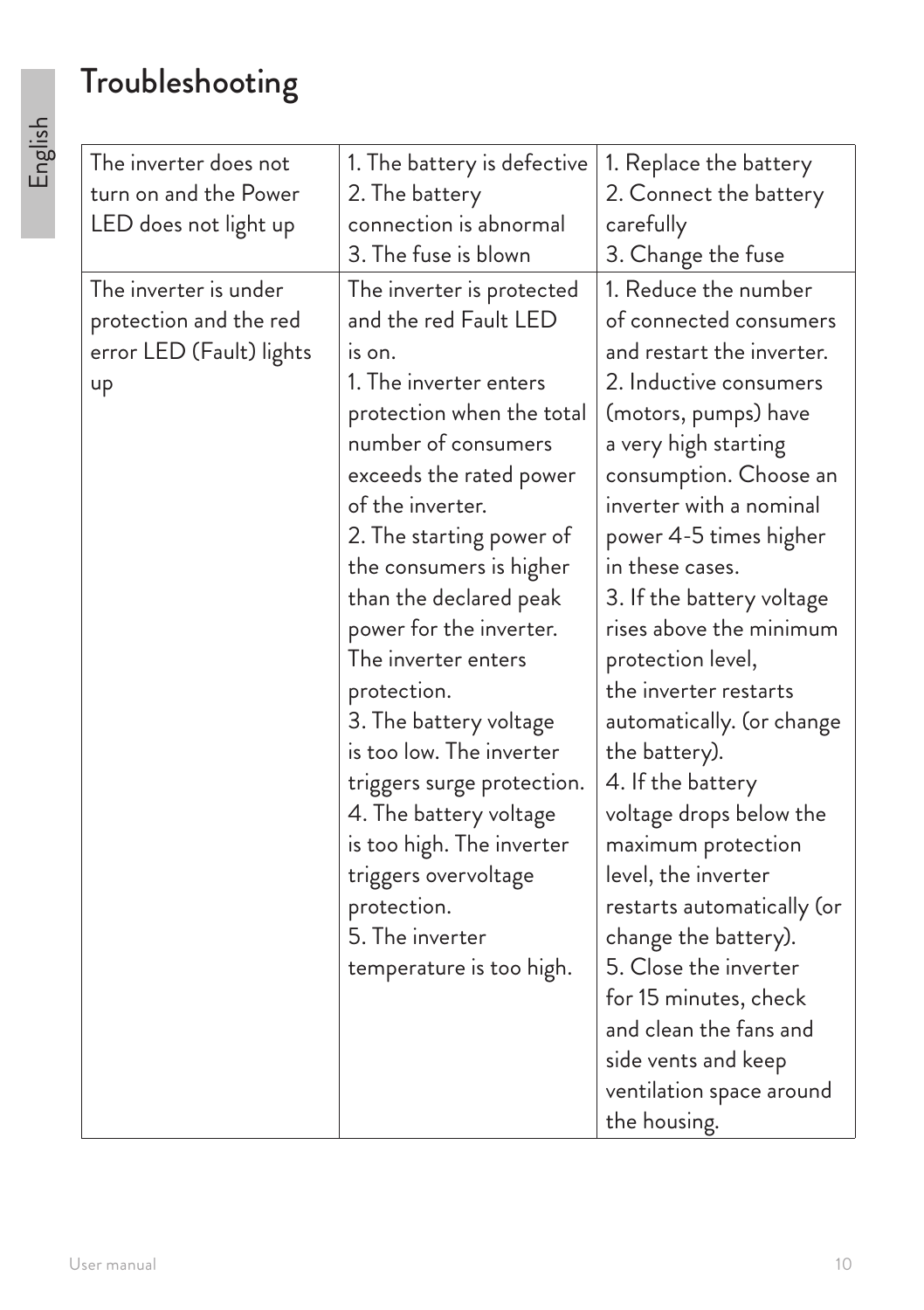# Troubleshooting

| The inverter does not turn on and the Power LED does not light up | 1. The battery is defective<br>2. The battery connection is abnormal<br>3. The fuse is blown | 1. Replace the battery<br>2. Connect the battery carefully<br>3. Change the fuse |
|---|---|---|
| The inverter is under protection and the red error LED (Fault) lights up | The inverter is protected and the red Fault LED is on.<br>1. The inverter enters protection when the total number of consumers exceeds the rated power of the inverter.<br>2. The starting power of the consumers is higher than the declared peak power for the inverter. The inverter enters protection.<br>3. The battery voltage is too low. The inverter triggers surge protection.<br>4. The battery voltage is too high. The inverter triggers overvoltage protection.<br>5. The inverter temperature is too high. | 1. Reduce the number of connected consumers and restart the inverter.<br>2. Inductive consumers (motors, pumps) have a very high starting consumption. Choose an inverter with a nominal power 4-5 times higher in these cases.<br>3. If the battery voltage rises above the minimum protection level, the inverter restarts automatically. (or change the battery).<br>4. If the battery voltage drops below the maximum protection level, the inverter restarts automatically (or change the battery).<br>5. Close the inverter for 15 minutes, check and clean the fans and side vents and keep ventilation space around the housing. |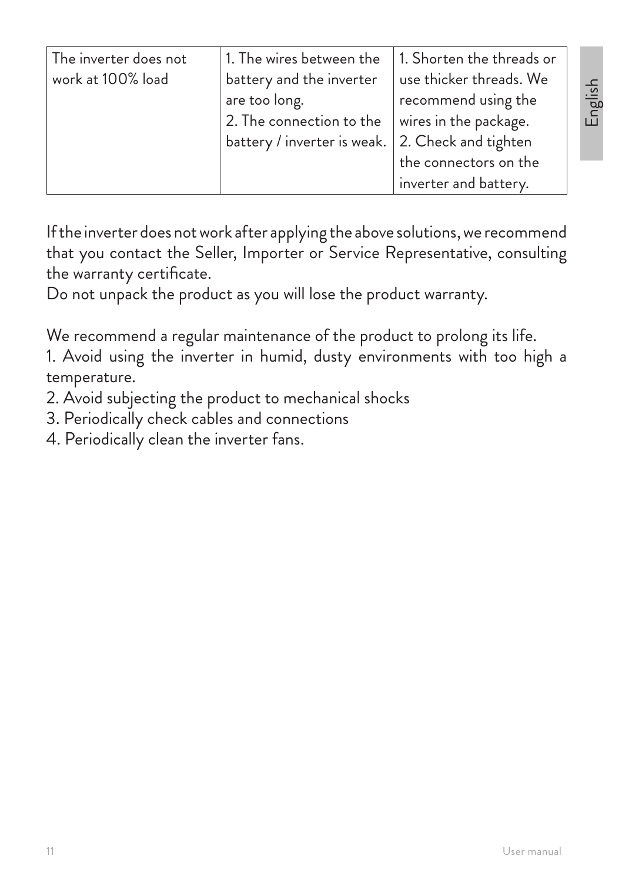| The inverter does not work at 100% load | 1. The wires between the battery and the inverter are too long.<br>2. The connection to the battery / inverter is weak. | 1. Shorten the threads or use thicker threads. We recommend using the wires in the package.<br>2. Check and tighten the connectors on the inverter and battery. |
|---|---|---|

If the inverter does not work after applying the above solutions, we recommend that you contact the Seller, Importer or Service Representative, consulting the warranty certificate.
Do not unpack the product as you will lose the product warranty.

We recommend a regular maintenance of the product to prolong its life.
1. Avoid using the inverter in humid, dusty environments with too high a temperature.
2. Avoid subjecting the product to mechanical shocks
3. Periodically check cables and connections
4. Periodically clean the inverter fans.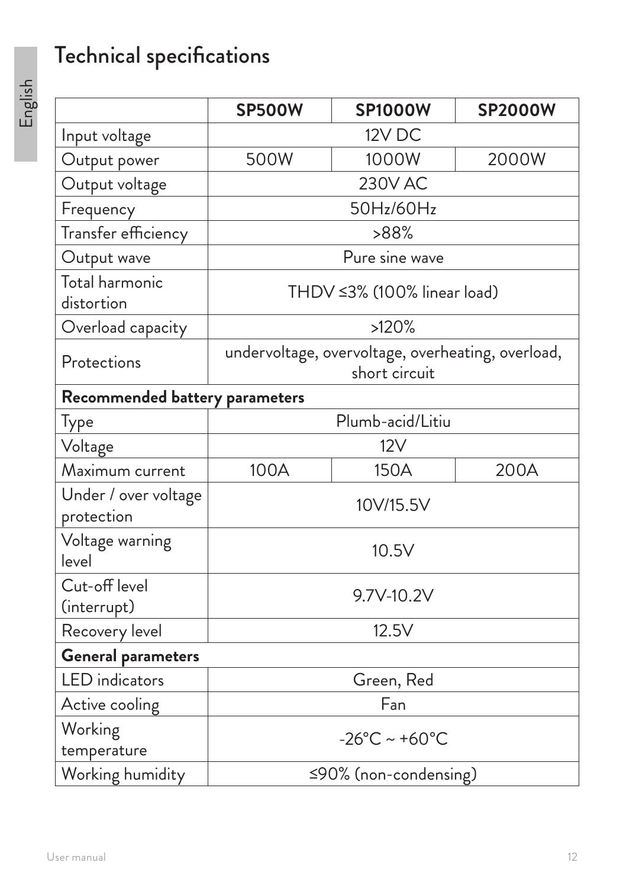# Technical specifications

| | SP500W | SP1000W | SP2000W |
|---|---|---|---|
| Input voltage | 12V DC | | |
| Output power | 500W | 1000W | 2000W |
| Output voltage | 230V AC | | |
| Frequency | 50Hz/60Hz | | |
| Transfer efficiency | >88% | | |
| Output wave | Pure sine wave | | |
| Total harmonic distortion | THDV ≤3% (100% linear load) | | |
| Overload capacity | >120% | | |
| Protections | undervoltage, overvoltage, overheating, overload, short circuit | | |
| **Recommended battery parameters** | | | |
| Type | Plumb-acid/Litiu | | |
| Voltage | 12V | | |
| Maximum current | 100A | 150A | 200A |
| Under / over voltage protection | 10V/15.5V | | |
| Voltage warning level | 10.5V | | |
| Cut-off level (interrupt) | 9.7V-10.2V | | |
| Recovery level | 12.5V | | |
| **General parameters** | | | |
| LED indicators | Green, Red | | |
| Active cooling | Fan | | |
| Working temperature | -26°C ~ +60°C | | |
| Working humidity | ≤90% (non-condensing) | | |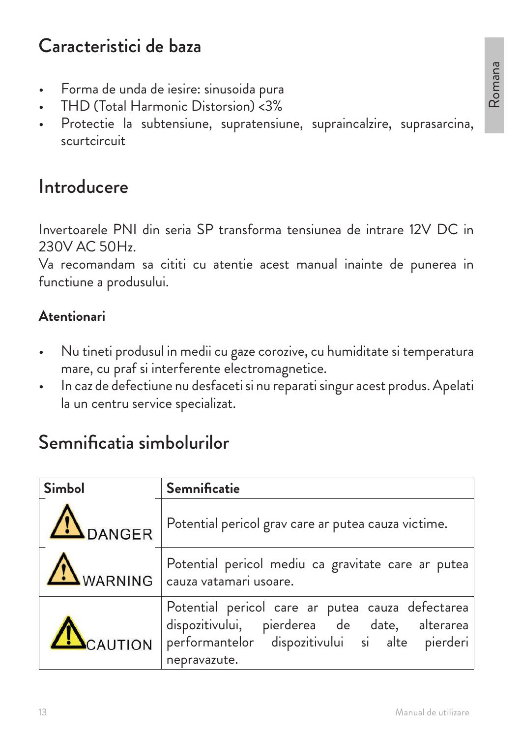## Caracteristici de baza

- Forma de unda de iesire: sinusoida pura
- THD (Total Harmonic Distorsion) <3%
- Protectie la subtensiune, supratensiune, supraincalzire, suprasarcina, scurtcircuit

## Introducere

Invertoarele PNI din seria SP transforma tensiunea de intrare 12V DC in 230V AC 50Hz.
Va recomandam sa cititi cu atentie acest manual inainte de punerea in functiune a produsului.

**Atentionari**

- Nu tineti produsul in medii cu gaze corozive, cu humiditate si temperatura mare, cu praf si interferente electromagnetice.
- In caz de defectiune nu desfaceti si nu reparati singur acest produs. Apelati la un centru service specializat.

## Semnificatia simbolurilor

| Simbol | Semnificatie |
| --- | --- |
| ⚠ DANGER | Potential pericol grav care ar putea cauza victime. |
| ⚠ WARNING | Potential pericol mediu ca gravitate care ar putea cauza vatamari usoare. |
| ⚠ CAUTION | Potential pericol care ar putea cauza defectarea dispozitivului, pierderea de date, alterarea performantelor dispozitivului si alte pierderi nepravazute. |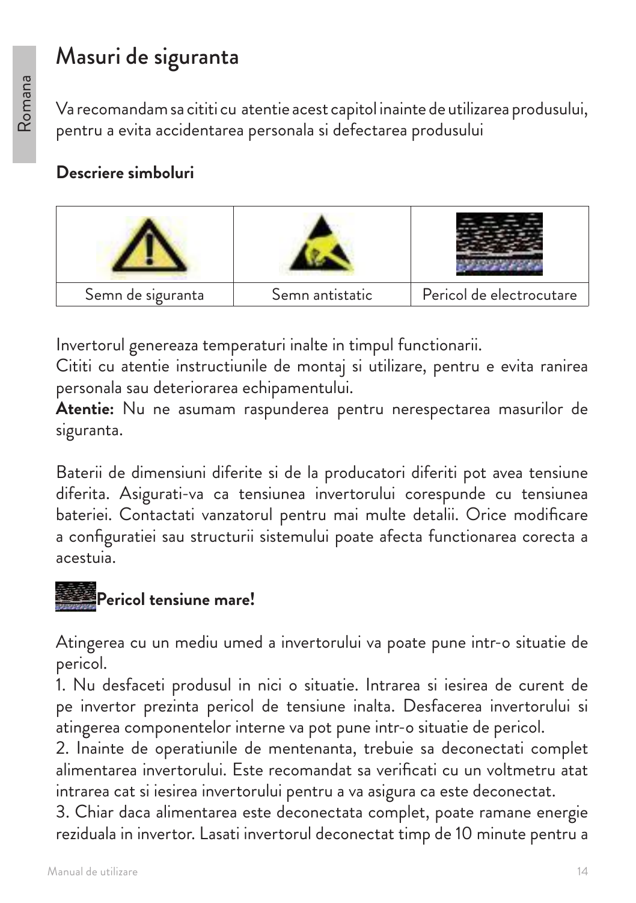# Masuri de siguranta

Va recomandam sa cititi cu atentie acest capitol inainte de utilizarea produsului, pentru a evita accidentarea personala si defectarea produsului

**Descriere simboluri**

| | | |
|---|---|---|
| Semn de siguranta | Semn antistatic | Pericol de electrocutare |

Invertorul genereaza temperaturi inalte in timpul functionarii.
Cititi cu atentie instructiunile de montaj si utilizare, pentru e evita ranirea personala sau deteriorarea echipamentului.
**Atentie:** Nu ne asumam raspunderea pentru nerespectarea masurilor de siguranta.

Baterii de dimensiuni diferite si de la producatori diferiti pot avea tensiune diferita. Asigurati-va ca tensiunea invertorului corespunde cu tensiunea bateriei. Contactati vanzatorul pentru mai multe detalii. Orice modificare a configuratiei sau structurii sistemului poate afecta functionarea corecta a acestuia.

**Pericol tensiune mare!**

Atingerea cu un mediu umed a invertorului va poate pune intr-o situatie de pericol.
1. Nu desfaceti produsul in nici o situatie. Intrarea si iesirea de curent de pe invertor prezinta pericol de tensiune inalta. Desfacerea invertorului si atingerea componentelor interne va pot pune intr-o situatie de pericol.
2. Inainte de operatiunile de mentenanta, trebuie sa deconectati complet alimentarea invertorului. Este recomandat sa verificati cu un voltmetru atat intrarea cat si iesirea invertorului pentru a va asigura ca este deconectat.
3. Chiar daca alimentarea este deconectata complet, poate ramane energie reziduala in invertor. Lasati invertorul deconectat timp de 10 minute pentru a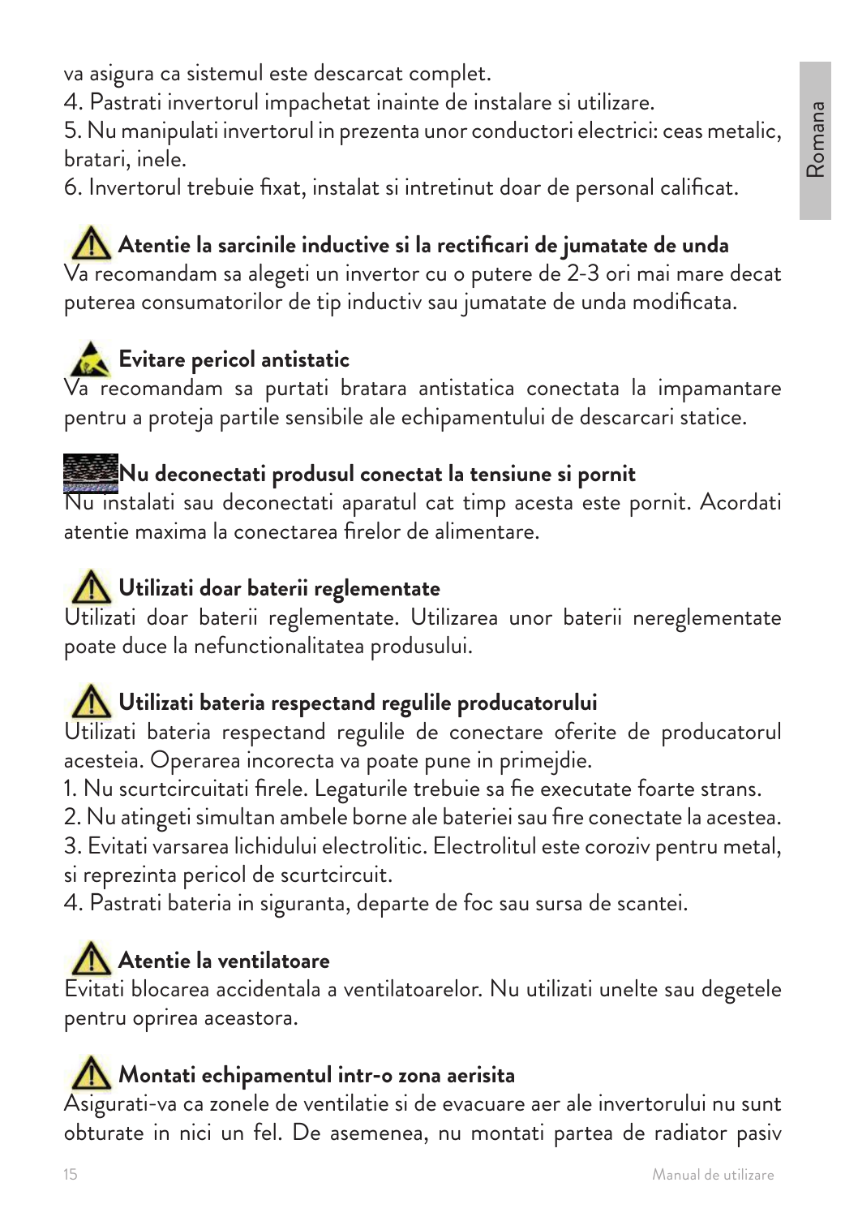va asigura ca sistemul este descarcat complet.

4. Pastrati invertorul impachetat inainte de instalare si utilizare.
5. Nu manipulati invertorul in prezenta unor conductori electrici: ceas metalic, bratari, inele.
6. Invertorul trebuie fixat, instalat si intretinut doar de personal calificat.

### Atentie la sarcinile inductive si la rectificari de jumatate de unda

Va recomandam sa alegeti un invertor cu o putere de 2-3 ori mai mare decat puterea consumatorilor de tip inductiv sau jumatate de unda modificata.

### Evitare pericol antistatic

Va recomandam sa purtati bratara antistatica conectata la impamantare pentru a proteja partile sensibile ale echipamentului de descarcari statice.

### Nu deconectati produsul conectat la tensiune si pornit

Nu instalati sau deconectati aparatul cat timp acesta este pornit. Acordati atentie maxima la conectarea firelor de alimentare.

### Utilizati doar baterii reglementate

Utilizati doar baterii reglementate. Utilizarea unor baterii nereglementate poate duce la nefunctionalitatea produsului.

### Utilizati bateria respectand regulile producatorului

Utilizati bateria respectand regulile de conectare oferite de producatorul acesteia. Operarea incorecta va poate pune in primejdie.

1. Nu scurtcircuitati firele. Legaturile trebuie sa fie executate foarte strans.
2. Nu atingeti simultan ambele borne ale bateriei sau fire conectate la acestea.
3. Evitati varsarea lichidului electrolitic. Electrolitul este coroziv pentru metal, si reprezinta pericol de scurtcircuit.
4. Pastrati bateria in siguranta, departe de foc sau sursa de scantei.

### Atentie la ventilatoare

Evitati blocarea accidentala a ventilatoarelor. Nu utilizati unelte sau degetele pentru oprirea aceastora.

### Montati echipamentul intr-o zona aerisita

Asigurati-va ca zonele de ventilatie si de evacuare aer ale invertorului nu sunt obturate in nici un fel. De asemenea, nu montati partea de radiator pasiv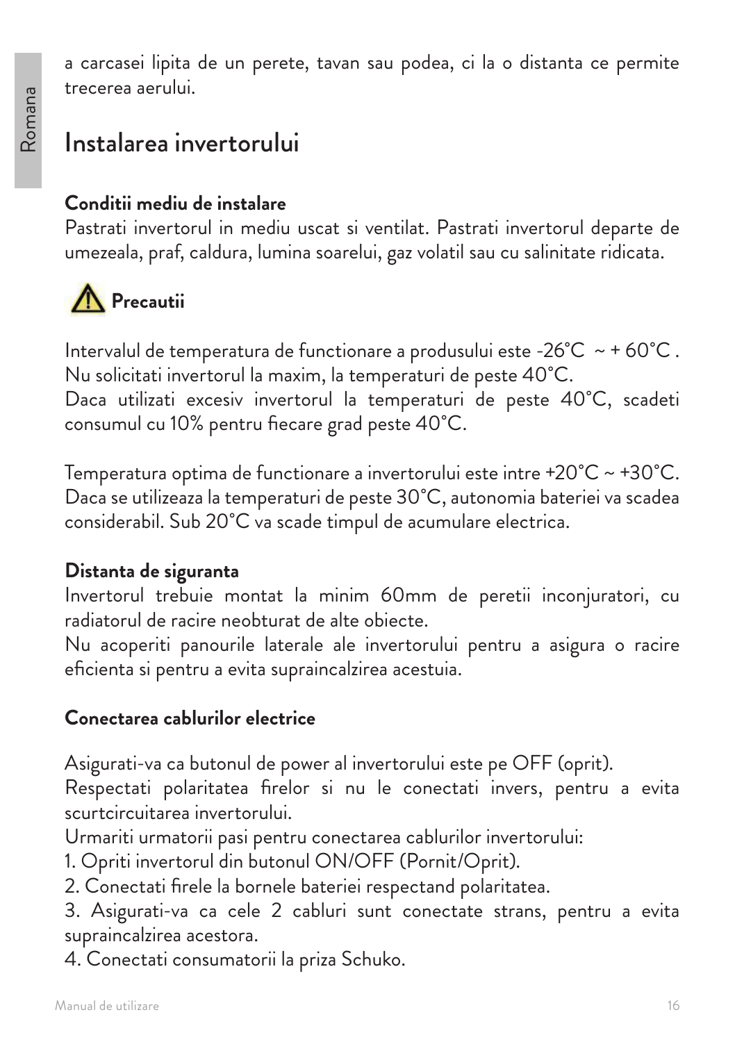a carcasei lipita de un perete, tavan sau podea, ci la o distanta ce permite trecerea aerului.

## Instalarea invertorului

**Conditii mediu de instalare**
Pastrati invertorul in mediu uscat si ventilat. Pastrati invertorul departe de umezeala, praf, caldura, lumina soarelui, gaz volatil sau cu salinitate ridicata.

**Precautii**

Intervalul de temperatura de functionare a produsului este -26°C ~ + 60°C .
Nu solicitati invertorul la maxim, la temperaturi de peste 40°C.
Daca utilizati excesiv invertorul la temperaturi de peste 40°C, scadeti consumul cu 10% pentru fiecare grad peste 40°C.

Temperatura optima de functionare a invertorului este intre +20°C ~ +30°C.
Daca se utilizeaza la temperaturi de peste 30°C, autonomia bateriei va scadea considerabil. Sub 20°C va scade timpul de acumulare electrica.

**Distanta de siguranta**
Invertorul trebuie montat la minim 60mm de peretii inconjuratori, cu radiatorul de racire neobturat de alte obiecte.
Nu acoperiti panourile laterale ale invertorului pentru a asigura o racire eficienta si pentru a evita supraincalzirea acestuia.

**Conectarea cablurilor electrice**

Asigurati-va ca butonul de power al invertorului este pe OFF (oprit).
Respectati polaritatea firelor si nu le conectati invers, pentru a evita scurtcircuitarea invertorului.
Urmariti urmatorii pasi pentru conectarea cablurilor invertorului:

1. Opriti invertorul din butonul ON/OFF (Pornit/Oprit).
2. Conectati firele la bornele bateriei respectand polaritatea.
3. Asigurati-va ca cele 2 cabluri sunt conectate strans, pentru a evita supraincalzirea acestora.
4. Conectati consumatorii la priza Schuko.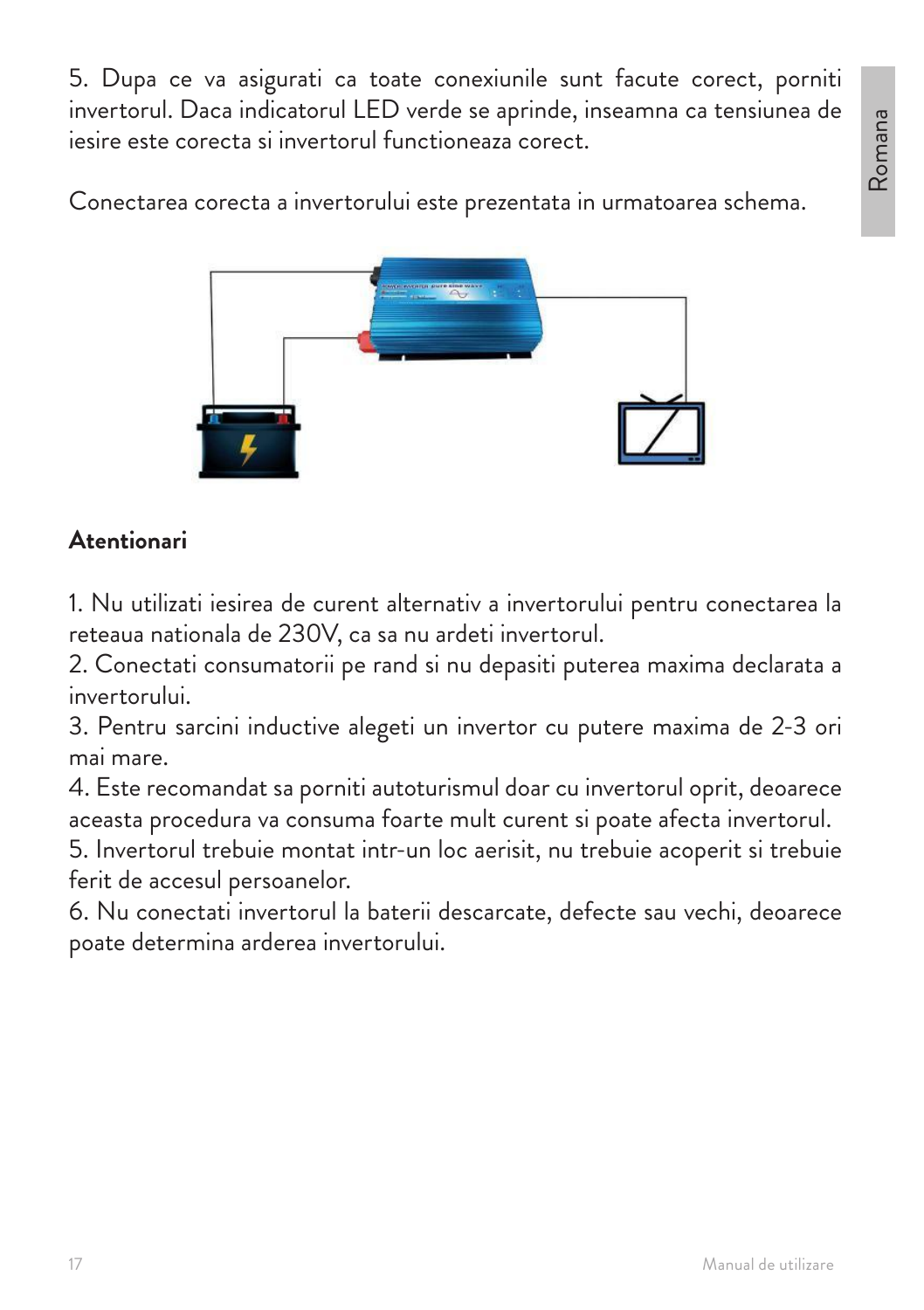5. Dupa ce va asigurati ca toate conexiunile sunt facute corect, porniti invertorul. Daca indicatorul LED verde se aprinde, inseamna ca tensiunea de iesire este corecta si invertorul functioneaza corect.

Conectarea corecta a invertorului este prezentata in urmatoarea schema.

**Atentionari**

1. Nu utilizati iesirea de curent alternativ a invertorului pentru conectarea la reteaua nationala de 230V, ca sa nu ardeti invertorul.
2. Conectati consumatorii pe rand si nu depasiti puterea maxima declarata a invertorului.
3. Pentru sarcini inductive alegeti un invertor cu putere maxima de 2-3 ori mai mare.
4. Este recomandat sa porniti autoturismul doar cu invertorul oprit, deoarece aceasta procedura va consuma foarte mult curent si poate afecta invertorul.
5. Invertorul trebuie montat intr-un loc aerisit, nu trebuie acoperit si trebuie ferit de accesul persoanelor.
6. Nu conectati invertorul la baterii descarcate, defecte sau vechi, deoarece poate determina arderea invertorului.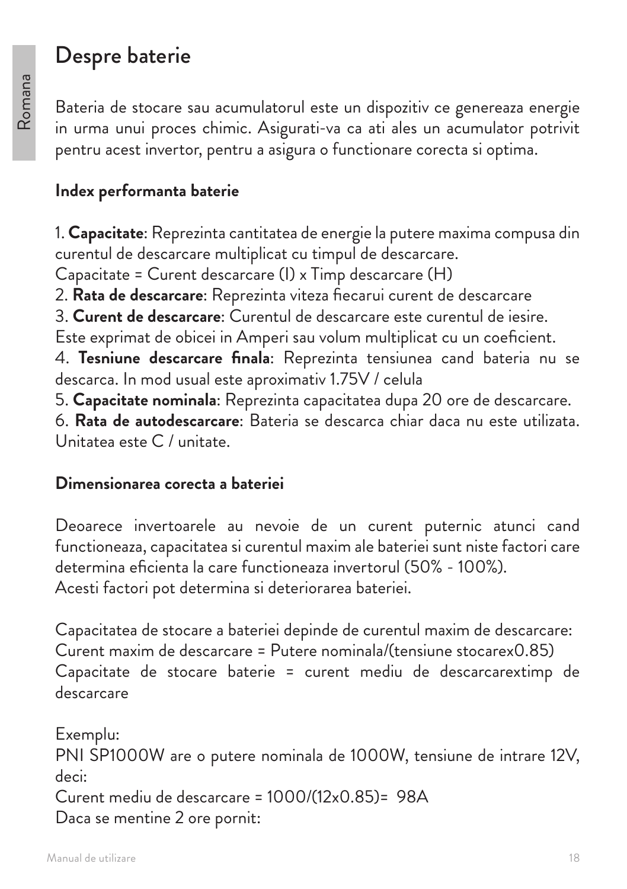# Despre baterie

Bateria de stocare sau acumulatorul este un dispozitiv ce genereaza energie in urma unui proces chimic. Asigurati-va ca ati ales un acumulator potrivit pentru acest invertor, pentru a asigura o functionare corecta si optima.

## Index performanta baterie

1. **Capacitate**: Reprezinta cantitatea de energie la putere maxima compusa din curentul de descarcare multiplicat cu timpul de descarcare.
Capacitate = Curent descarcare (I) x Timp descarcare (H)
2. **Rata de descarcare**: Reprezinta viteza fiecarui curent de descarcare
3. **Curent de descarcare**: Curentul de descarcare este curentul de iesire.
Este exprimat de obicei in Amperi sau volum multiplicat cu un coeficient.
4. **Tesniune descarcare finala**: Reprezinta tensiunea cand bateria nu se descarca. In mod usual este aproximativ 1.75V / celula
5. **Capacitate nominala**: Reprezinta capacitatea dupa 20 ore de descarcare.
6. **Rata de autodescarcare**: Bateria se descarca chiar daca nu este utilizata. Unitatea este C / unitate.

## Dimensionarea corecta a bateriei

Deoarece invertoarele au nevoie de un curent puternic atunci cand functioneaza, capacitatea si curentul maxim ale bateriei sunt niste factori care determina eficienta la care functioneaza invertorul (50% - 100%).
Acesti factori pot determina si deteriorarea bateriei.

Capacitatea de stocare a bateriei depinde de curentul maxim de descarcare:
Curent maxim de descarcare = Putere nominala/(tensiune stocarex0.85)
Capacitate de stocare baterie = curent mediu de descarcarextimp de descarcare

Exemplu:
PNI SP1000W are o putere nominala de 1000W, tensiune de intrare 12V, deci:
Curent mediu de descarcare = 1000/(12x0.85)= 98A
Daca se mentine 2 ore pornit: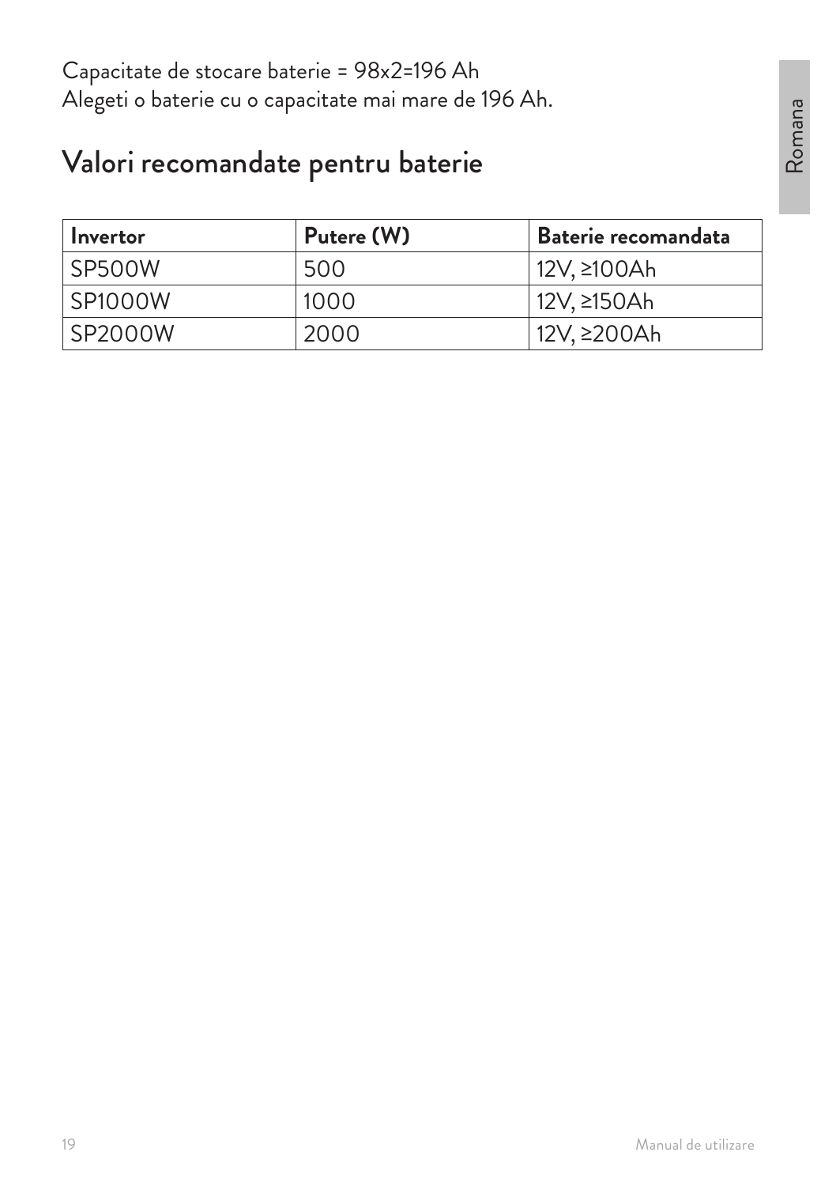Capacitate de stocare baterie = 98x2=196 Ah
Alegeti o baterie cu o capacitate mai mare de 196 Ah.

## Valori recomandate pentru baterie

| Invertor | Putere (W) | Baterie recomandata |
|---|---|---|
| SP500W | 500 | 12V, ≥100Ah |
| SP1000W | 1000 | 12V, ≥150Ah |
| SP2000W | 2000 | 12V, ≥200Ah |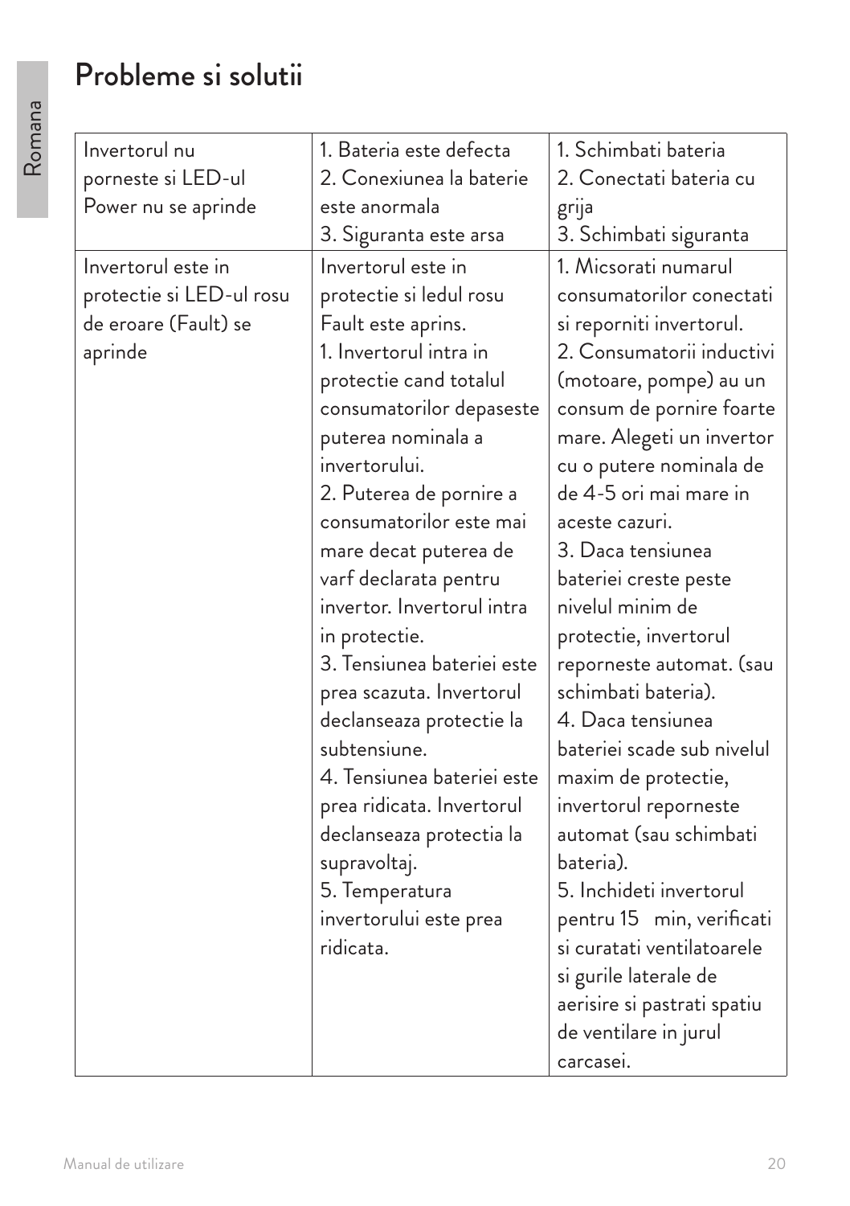# Probleme si solutii

| Invertorul nu porneste si LED-ul Power nu se aprinde | 1. Bateria este defecta<br>2. Conexiunea la baterie este anormala<br>3. Siguranta este arsa | 1. Schimbati bateria<br>2. Conectati bateria cu grija<br>3. Schimbati siguranta |
|---|---|---|
| Invertorul este in protectie si LED-ul rosu de eroare (Fault) se aprinde | Invertorul este in protectie si ledul rosu Fault este aprins.<br>1. Invertorul intra in protectie cand totalul consumatorilor depaseste puterea nominala a invertorului.<br>2. Puterea de pornire a consumatorilor este mai mare decat puterea de varf declarata pentru invertor. Invertorul intra in protectie.<br>3. Tensiunea bateriei este prea scazuta. Invertorul declanseaza protectie la subtensiune.<br>4. Tensiunea bateriei este prea ridicata. Invertorul declanseaza protectia la supravoltaj.<br>5. Temperatura invertorului este prea ridicata. | 1. Micsorati numarul consumatorilor conectati si reporniti invertorul.<br>2. Consumatorii inductivi (motoare, pompe) au un consum de pornire foarte mare. Alegeti un invertor cu o putere nominala de de 4-5 ori mai mare in aceste cazuri.<br>3. Daca tensiunea bateriei creste peste nivelul minim de protectie, invertorul reporneste automat. (sau schimbati bateria).<br>4. Daca tensiunea bateriei scade sub nivelul maxim de protectie, invertorul reporneste automat (sau schimbati bateria).<br>5. Inchideti invertorul pentru 15 min, verificati si curatati ventilatoarele si gurile laterale de aerisire si pastrati spatiu de ventilare in jurul carcasei. |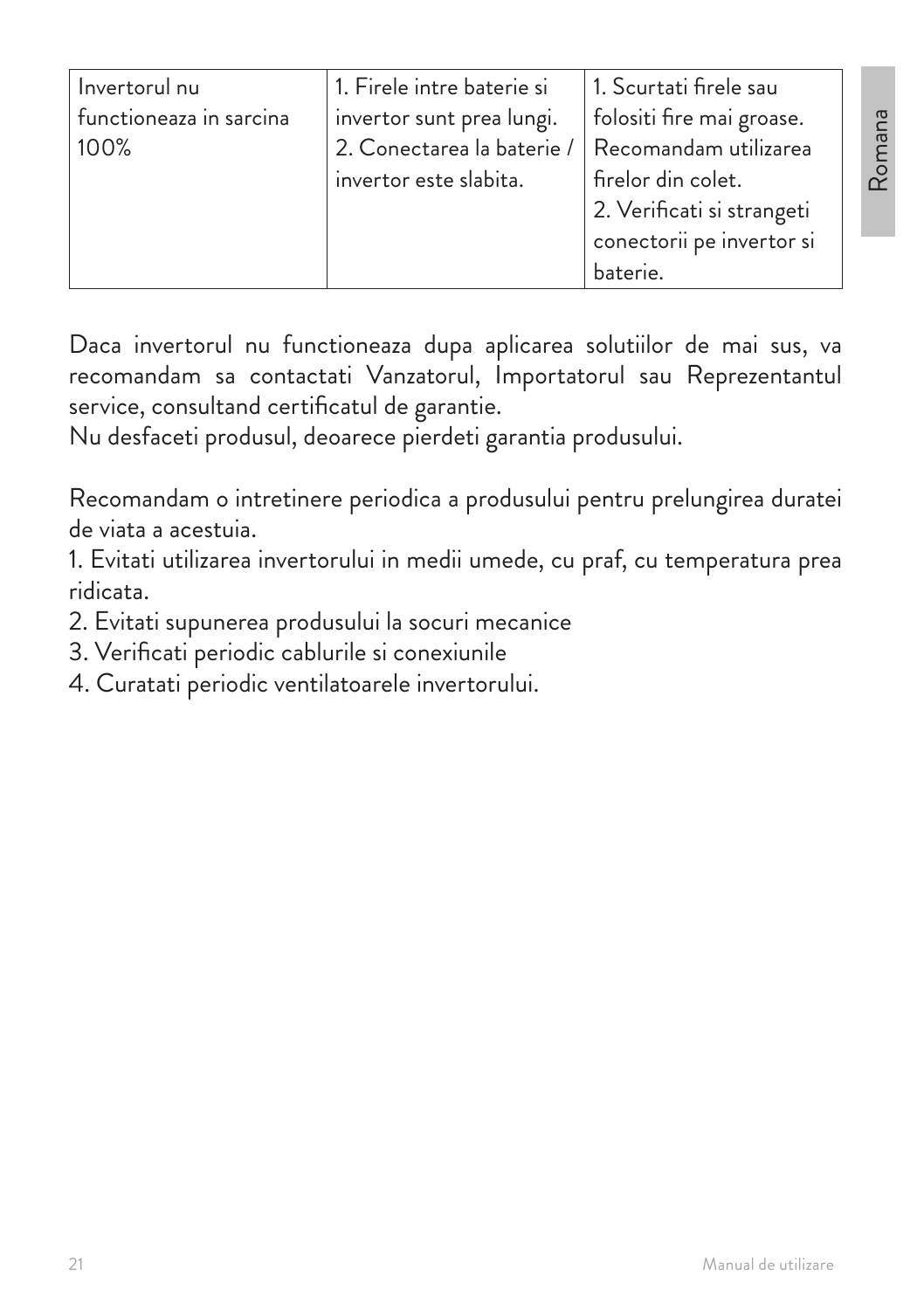| Invertorul nu functioneaza in sarcina 100% | 1. Firele intre baterie si invertor sunt prea lungi.<br>2. Conectarea la baterie / invertor este slabita. | 1. Scurtati firele sau folositi fire mai groase. Recomandam utilizarea firelor din colet.<br>2. Verificati si strangeti conectorii pe invertor si baterie. |
|---|---|---|

Daca invertorul nu functioneaza dupa aplicarea solutiilor de mai sus, va recomandam sa contactati Vanzatorul, Importatorul sau Reprezentantul service, consultand certificatul de garantie.
Nu desfaceti produsul, deoarece pierdeti garantia produsului.

Recomandam o intretinere periodica a produsului pentru prelungirea duratei de viata a acestuia.

1. Evitati utilizarea invertorului in medii umede, cu praf, cu temperatura prea ridicata.
2. Evitati supunerea produsului la socuri mecanice
3. Verificati periodic cablurile si conexiunile
4. Curatati periodic ventilatoarele invertorului.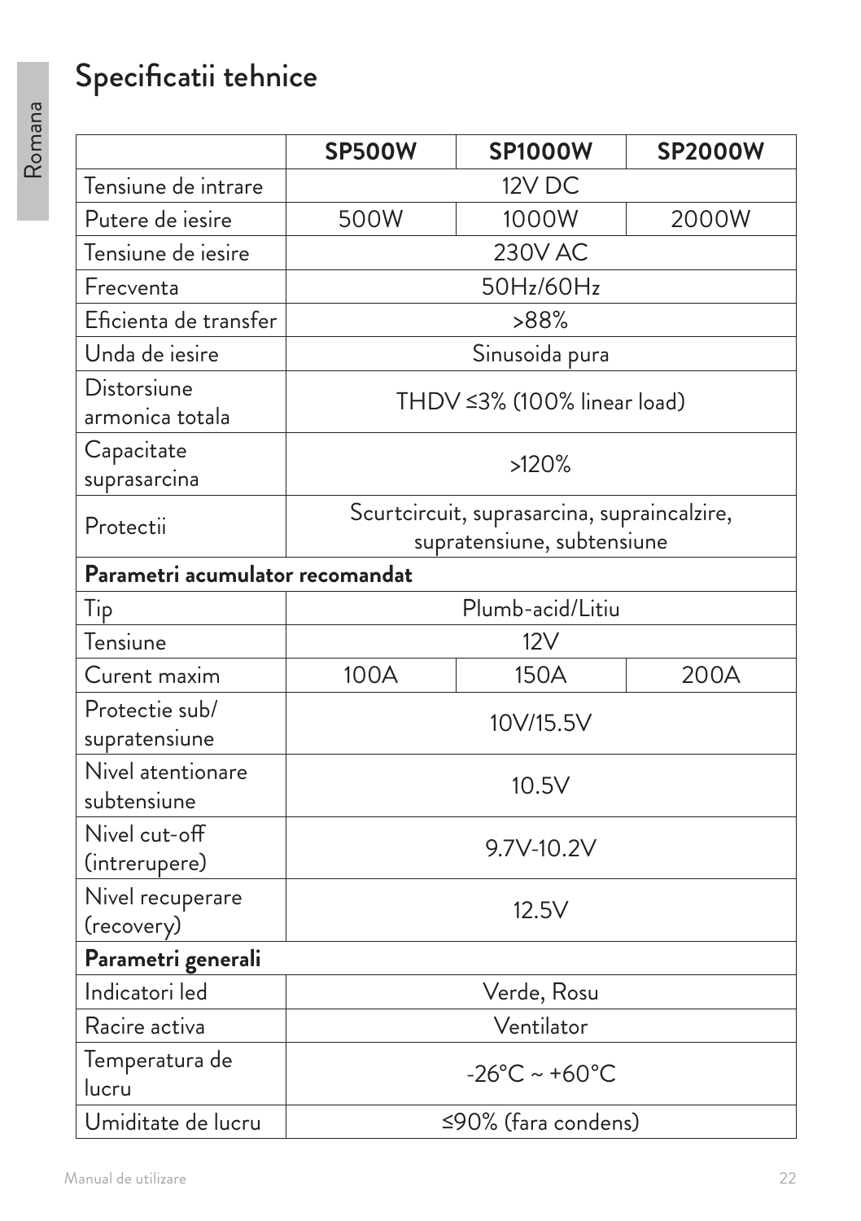# Specificatii tehnice

| | SP500W | SP1000W | SP2000W |
|---|---|---|---|
| Tensiune de intrare | 12V DC | | |
| Putere de iesire | 500W | 1000W | 2000W |
| Tensiune de iesire | 230V AC | | |
| Frecventa | 50Hz/60Hz | | |
| Eficienta de transfer | >88% | | |
| Unda de iesire | Sinusoida pura | | |
| Distorsiune armonica totala | THDV ≤3% (100% linear load) | | |
| Capacitate suprasarcina | >120% | | |
| Protectii | Scurtcircuit, suprasarcina, supraincalzire, supratensiune, subtensiune | | |
| **Parametri acumulator recomandat** | | | |
| Tip | Plumb-acid/Litiu | | |
| Tensiune | 12V | | |
| Curent maxim | 100A | 150A | 200A |
| Protectie sub/ supratensiune | 10V/15.5V | | |
| Nivel atentionare subtensiune | 10.5V | | |
| Nivel cut-off (intrerupere) | 9.7V-10.2V | | |
| Nivel recuperare (recovery) | 12.5V | | |
| **Parametri generali** | | | |
| Indicatori led | Verde, Rosu | | |
| Racire activa | Ventilator | | |
| Temperatura de lucru | -26°C ~ +60°C | | |
| Umiditate de lucru | ≤90% (fara condens) | | |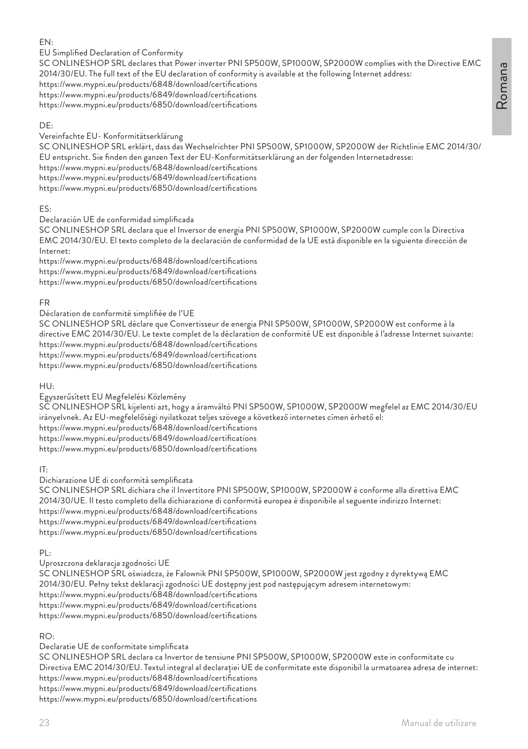EN:

EU Simplified Declaration of Conformity

SC ONLINESHOP SRL declares that Power inverter PNI SP500W, SP1000W, SP2000W complies with the Directive EMC 2014/30/EU. The full text of the EU declaration of conformity is available at the following Internet address:
https://www.mypni.eu/products/6848/download/certifications
https://www.mypni.eu/products/6849/download/certifications
https://www.mypni.eu/products/6850/download/certifications

DE:

Vereinfachte EU- Konformitätserklärung

SC ONLINESHOP SRL erklärt, dass das Wechselrichter PNI SP500W, SP1000W, SP2000W der Richtlinie EMC 2014/30/EU entspricht. Sie finden den ganzen Text der EU-Konformitätserklärung an der folgenden Internetadresse:
https://www.mypni.eu/products/6848/download/certifications
https://www.mypni.eu/products/6849/download/certifications
https://www.mypni.eu/products/6850/download/certifications

ES:

Declaración UE de conformidad simplificada

SC ONLINESHOP SRL declara que el Inversor de energia PNI SP500W, SP1000W, SP2000W cumple con la Directiva EMC 2014/30/EU. El texto completo de la declaración de conformidad de la UE está disponible en la siguiente dirección de Internet:
https://www.mypni.eu/products/6848/download/certifications
https://www.mypni.eu/products/6849/download/certifications
https://www.mypni.eu/products/6850/download/certifications

FR

Déclaration de conformité simplifiée de l'UE

SC ONLINESHOP SRL déclare que Convertisseur de energia PNI SP500W, SP1000W, SP2000W est conforme à la directive EMC 2014/30/EU. Le texte complet de la déclaration de conformité UE est disponible à l'adresse Internet suivante:
https://www.mypni.eu/products/6848/download/certifications
https://www.mypni.eu/products/6849/download/certifications
https://www.mypni.eu/products/6850/download/certifications

HU:

Egyszerűsített EU Megfelelési Közlemény

SC ONLINESHOP SRL kijelenti azt, hogy a áramváltó PNI SP500W, SP1000W, SP2000W megfelel az EMC 2014/30/EU irányelvnek. Az EU-megfelelőségi nyilatkozat teljes szövege a következő internetes címen érhető el:
https://www.mypni.eu/products/6848/download/certifications
https://www.mypni.eu/products/6849/download/certifications
https://www.mypni.eu/products/6850/download/certifications

IT:

Dichiarazione UE di conformità semplificata

SC ONLINESHOP SRL dichiara che il Invertitore PNI SP500W, SP1000W, SP2000W è conforme alla direttiva EMC 2014/30/UE. Il testo completo della dichiarazione di conformità europea è disponibile al seguente indirizzo Internet:
https://www.mypni.eu/products/6848/download/certifications
https://www.mypni.eu/products/6849/download/certifications
https://www.mypni.eu/products/6850/download/certifications

PL:

Uproszczona deklaracja zgodności UE

SC ONLINESHOP SRL oświadcza, że Falownik PNI SP500W, SP1000W, SP2000W jest zgodny z dyrektywą EMC 2014/30/EU. Pełny tekst deklaracji zgodności UE dostępny jest pod następującym adresem internetowym:
https://www.mypni.eu/products/6848/download/certifications
https://www.mypni.eu/products/6849/download/certifications
https://www.mypni.eu/products/6850/download/certifications

RO:

Declaratie UE de conformitate simplificata

SC ONLINESHOP SRL declara ca Invertor de tensiune PNI SP500W, SP1000W, SP2000W este in conformitate cu Directiva EMC 2014/30/EU. Textul integral al declarației UE de conformitate este disponibil la urmatoarea adresa de internet:
https://www.mypni.eu/products/6848/download/certifications
https://www.mypni.eu/products/6849/download/certifications
https://www.mypni.eu/products/6850/download/certifications